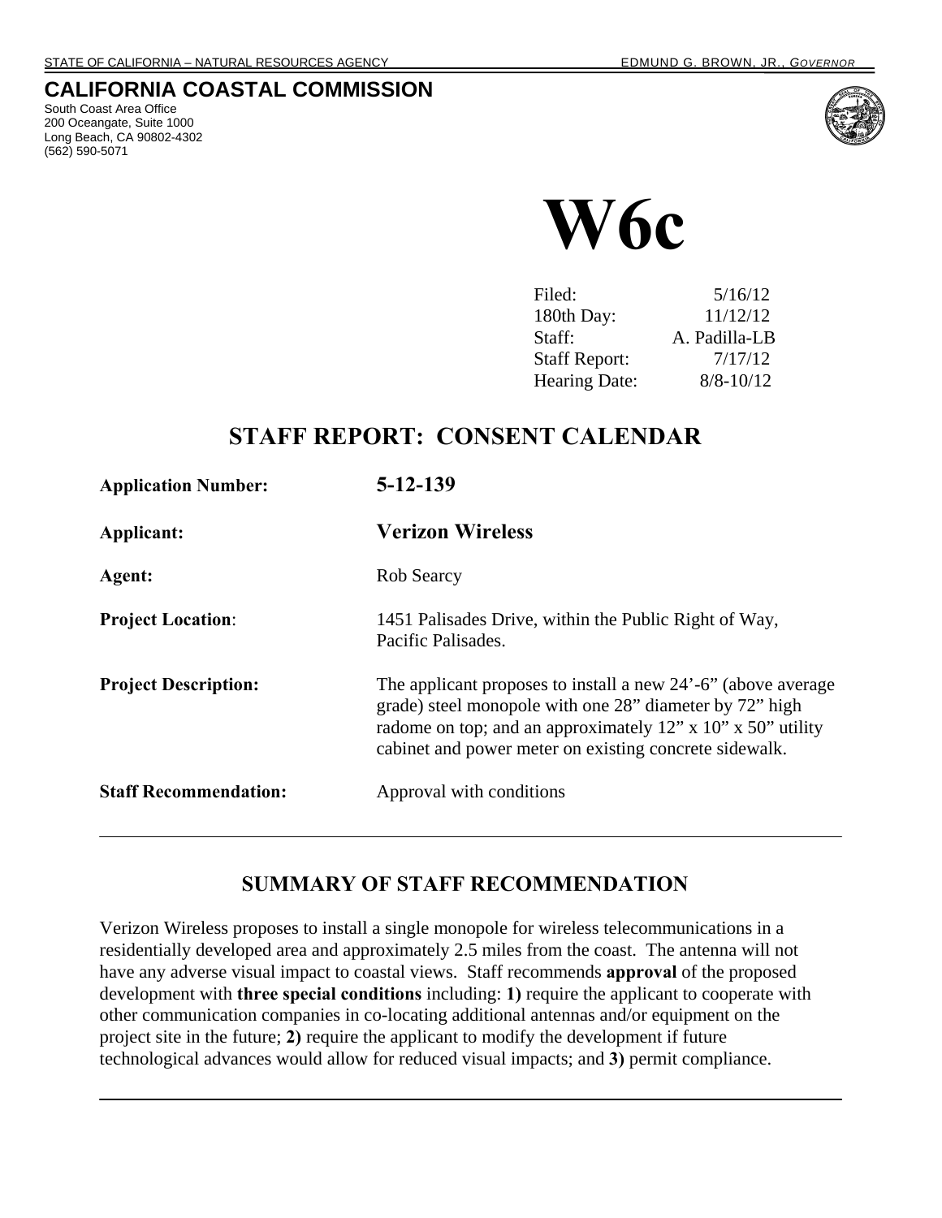STATE OF CALIFORNIA – NATURAL RESOURCES AGENCY EDMUND G. BROWN, JR., *GOVERNOR*

**CALIFORNIA COASTAL COMMISSION**
South Coast Area Office
200 Oceangate, Suite 1000
Long Beach, CA 90802-4302
(562) 590-5071

# W6c

| | |
|---|---|
| Filed: | 5/16/12 |
| 180th Day: | 11/12/12 |
| Staff: | A. Padilla-LB |
| Staff Report: | 7/17/12 |
| Hearing Date: | 8/8-10/12 |

## STAFF REPORT: CONSENT CALENDAR

**Application Number:** **5-12-139**

**Applicant:** **Verizon Wireless**

**Agent:** Rob Searcy

**Project Location**: 1451 Palisades Drive, within the Public Right of Way, Pacific Palisades.

**Project Description:** The applicant proposes to install a new 24'-6" (above average grade) steel monopole with one 28" diameter by 72" high radome on top; and an approximately 12" x 10" x 50" utility cabinet and power meter on existing concrete sidewalk.

**Staff Recommendation:** Approval with conditions

---

## SUMMARY OF STAFF RECOMMENDATION

Verizon Wireless proposes to install a single monopole for wireless telecommunications in a residentially developed area and approximately 2.5 miles from the coast. The antenna will not have any adverse visual impact to coastal views. Staff recommends **approval** of the proposed development with **three special conditions** including: **1)** require the applicant to cooperate with other communication companies in co-locating additional antennas and/or equipment on the project site in the future; **2)** require the applicant to modify the development if future technological advances would allow for reduced visual impacts; and **3)** permit compliance.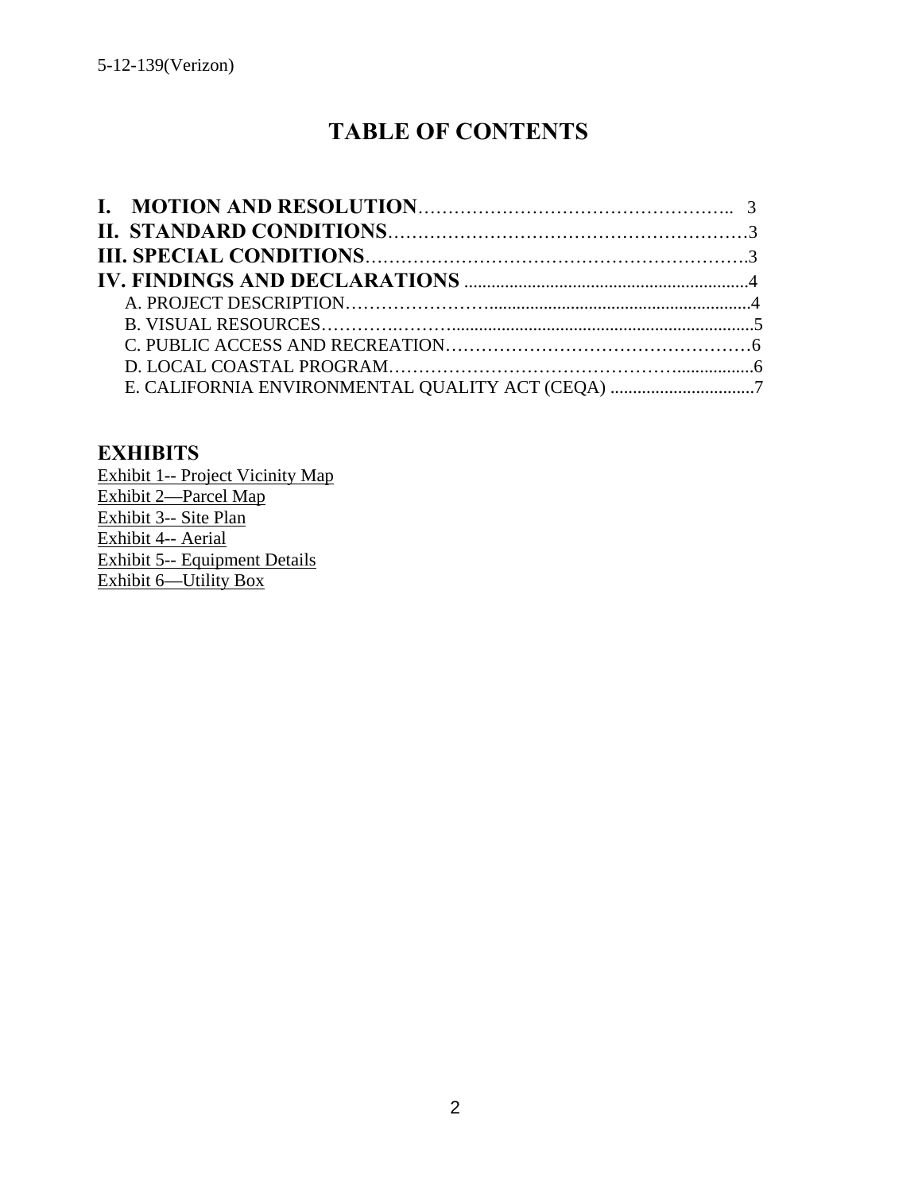# TABLE OF CONTENTS

**I. MOTION AND RESOLUTION** ........................................................ 3
**II. STANDARD CONDITIONS** ........................................................ 3
**III. SPECIAL CONDITIONS** ........................................................ 3
**IV. FINDINGS AND DECLARATIONS** ........................................................ 4
- A. PROJECT DESCRIPTION ........................................................ 4
- B. VISUAL RESOURCES ........................................................ 5
- C. PUBLIC ACCESS AND RECREATION ........................................................ 6
- D. LOCAL COASTAL PROGRAM ........................................................ 6
- E. CALIFORNIA ENVIRONMENTAL QUALITY ACT (CEQA) ........................................................ 7

## EXHIBITS

Exhibit 1-- Project Vicinity Map
Exhibit 2—Parcel Map
Exhibit 3-- Site Plan
Exhibit 4-- Aerial
Exhibit 5-- Equipment Details
Exhibit 6—Utility Box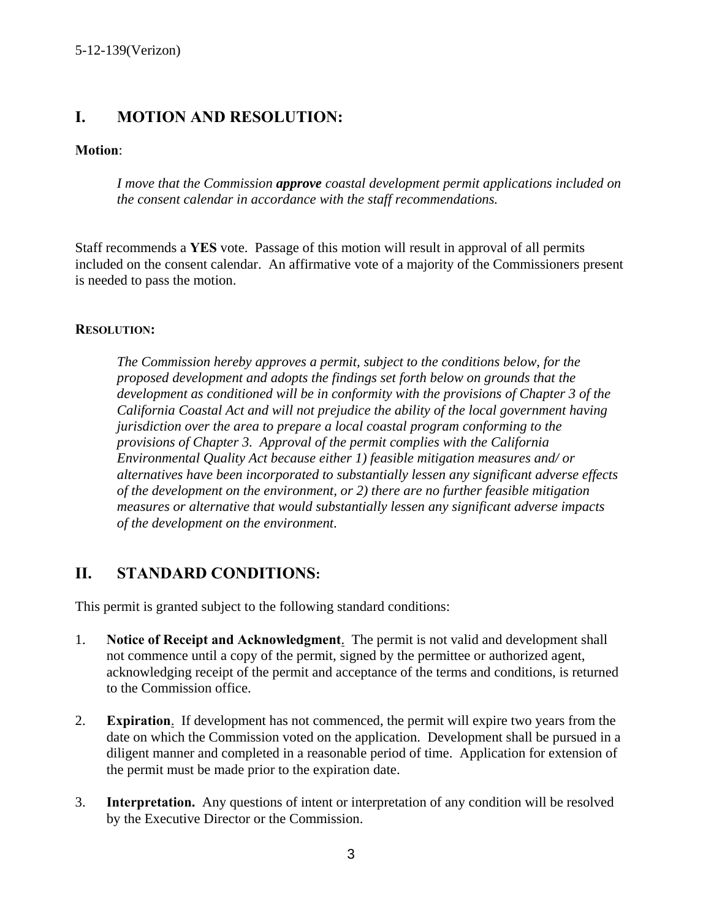## I. MOTION AND RESOLUTION:

**Motion**:

*I move that the Commission **approve** coastal development permit applications included on the consent calendar in accordance with the staff recommendations.*

Staff recommends a **YES** vote. Passage of this motion will result in approval of all permits included on the consent calendar. An affirmative vote of a majority of the Commissioners present is needed to pass the motion.

**RESOLUTION:**

*The Commission hereby approves a permit, subject to the conditions below, for the proposed development and adopts the findings set forth below on grounds that the development as conditioned will be in conformity with the provisions of Chapter 3 of the California Coastal Act and will not prejudice the ability of the local government having jurisdiction over the area to prepare a local coastal program conforming to the provisions of Chapter 3. Approval of the permit complies with the California Environmental Quality Act because either 1) feasible mitigation measures and/ or alternatives have been incorporated to substantially lessen any significant adverse effects of the development on the environment, or 2) there are no further feasible mitigation measures or alternative that would substantially lessen any significant adverse impacts of the development on the environment.*

## II. STANDARD CONDITIONS:

This permit is granted subject to the following standard conditions:

1. **Notice of Receipt and Acknowledgment**. The permit is not valid and development shall not commence until a copy of the permit, signed by the permittee or authorized agent, acknowledging receipt of the permit and acceptance of the terms and conditions, is returned to the Commission office.

2. **Expiration**. If development has not commenced, the permit will expire two years from the date on which the Commission voted on the application. Development shall be pursued in a diligent manner and completed in a reasonable period of time. Application for extension of the permit must be made prior to the expiration date.

3. **Interpretation.** Any questions of intent or interpretation of any condition will be resolved by the Executive Director or the Commission.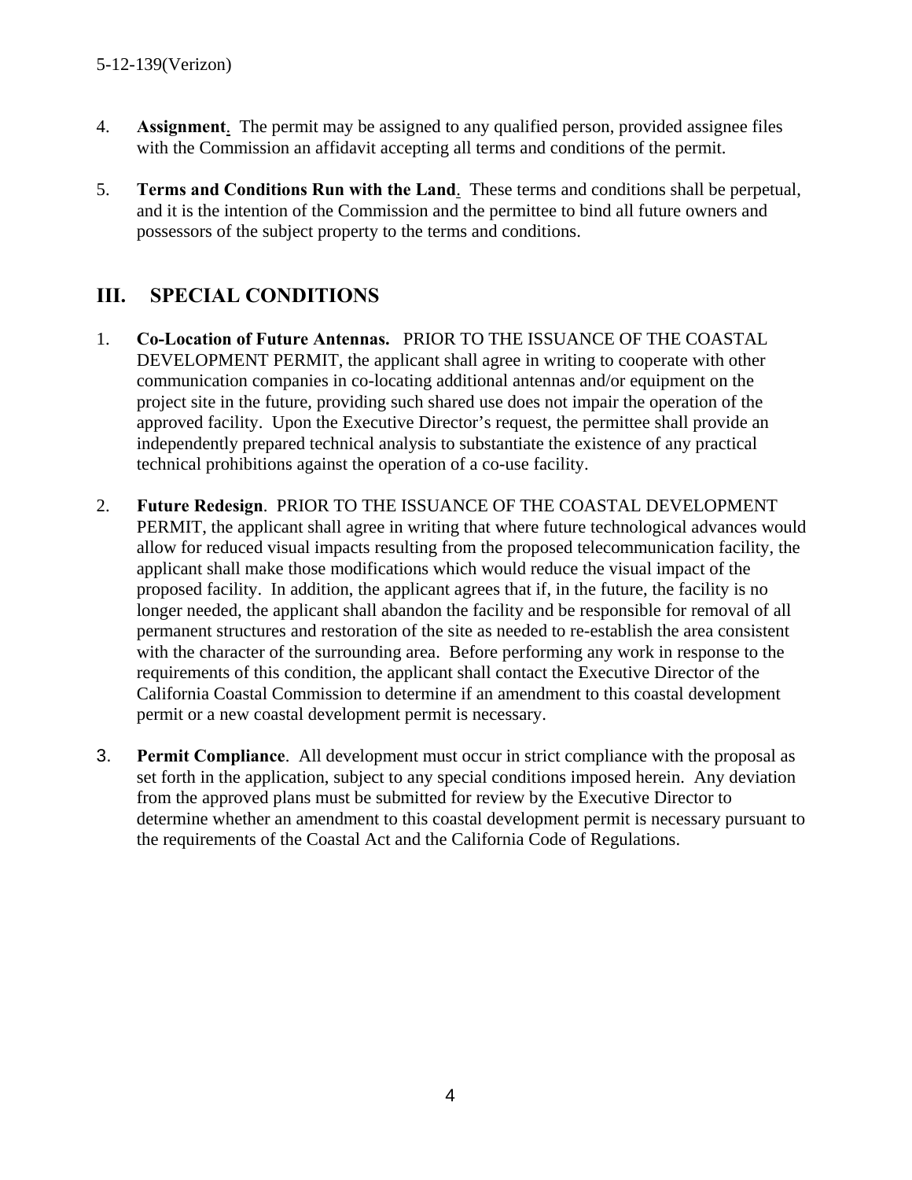4. **Assignment**. The permit may be assigned to any qualified person, provided assignee files with the Commission an affidavit accepting all terms and conditions of the permit.

5. **Terms and Conditions Run with the Land**. These terms and conditions shall be perpetual, and it is the intention of the Commission and the permittee to bind all future owners and possessors of the subject property to the terms and conditions.

## III. SPECIAL CONDITIONS

1. **Co-Location of Future Antennas.** PRIOR TO THE ISSUANCE OF THE COASTAL DEVELOPMENT PERMIT, the applicant shall agree in writing to cooperate with other communication companies in co-locating additional antennas and/or equipment on the project site in the future, providing such shared use does not impair the operation of the approved facility. Upon the Executive Director's request, the permittee shall provide an independently prepared technical analysis to substantiate the existence of any practical technical prohibitions against the operation of a co-use facility.

2. **Future Redesign**. PRIOR TO THE ISSUANCE OF THE COASTAL DEVELOPMENT PERMIT, the applicant shall agree in writing that where future technological advances would allow for reduced visual impacts resulting from the proposed telecommunication facility, the applicant shall make those modifications which would reduce the visual impact of the proposed facility. In addition, the applicant agrees that if, in the future, the facility is no longer needed, the applicant shall abandon the facility and be responsible for removal of all permanent structures and restoration of the site as needed to re-establish the area consistent with the character of the surrounding area. Before performing any work in response to the requirements of this condition, the applicant shall contact the Executive Director of the California Coastal Commission to determine if an amendment to this coastal development permit or a new coastal development permit is necessary.

3. **Permit Compliance**. All development must occur in strict compliance with the proposal as set forth in the application, subject to any special conditions imposed herein. Any deviation from the approved plans must be submitted for review by the Executive Director to determine whether an amendment to this coastal development permit is necessary pursuant to the requirements of the Coastal Act and the California Code of Regulations.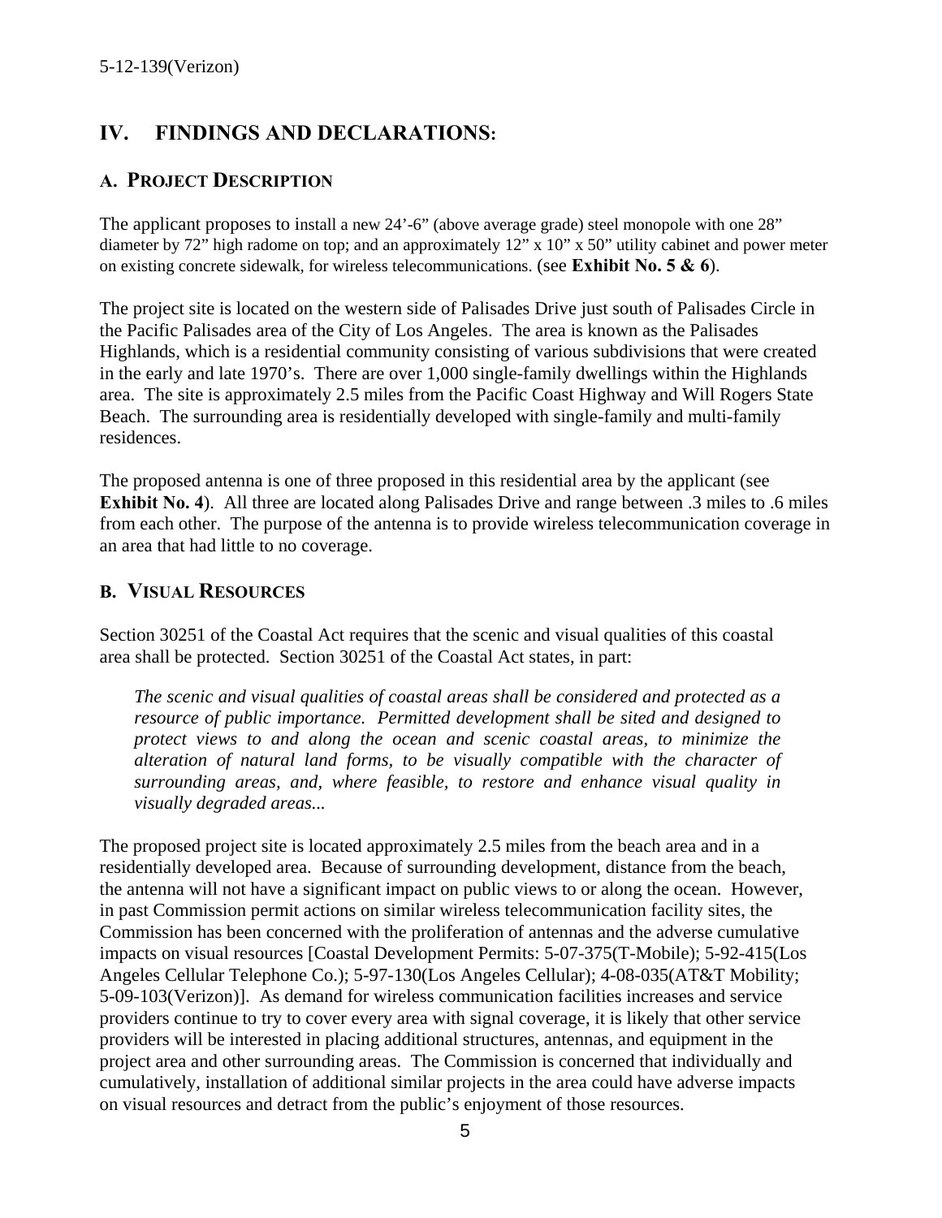## IV. FINDINGS AND DECLARATIONS:

### A. PROJECT DESCRIPTION

The applicant proposes to install a new 24'-6" (above average grade) steel monopole with one 28" diameter by 72" high radome on top; and an approximately 12" x 10" x 50" utility cabinet and power meter on existing concrete sidewalk, for wireless telecommunications. (see **Exhibit No. 5 & 6**).

The project site is located on the western side of Palisades Drive just south of Palisades Circle in the Pacific Palisades area of the City of Los Angeles. The area is known as the Palisades Highlands, which is a residential community consisting of various subdivisions that were created in the early and late 1970's. There are over 1,000 single-family dwellings within the Highlands area. The site is approximately 2.5 miles from the Pacific Coast Highway and Will Rogers State Beach. The surrounding area is residentially developed with single-family and multi-family residences.

The proposed antenna is one of three proposed in this residential area by the applicant (see **Exhibit No. 4**). All three are located along Palisades Drive and range between .3 miles to .6 miles from each other. The purpose of the antenna is to provide wireless telecommunication coverage in an area that had little to no coverage.

### B. VISUAL RESOURCES

Section 30251 of the Coastal Act requires that the scenic and visual qualities of this coastal area shall be protected. Section 30251 of the Coastal Act states, in part:

> *The scenic and visual qualities of coastal areas shall be considered and protected as a resource of public importance. Permitted development shall be sited and designed to protect views to and along the ocean and scenic coastal areas, to minimize the alteration of natural land forms, to be visually compatible with the character of surrounding areas, and, where feasible, to restore and enhance visual quality in visually degraded areas...*

The proposed project site is located approximately 2.5 miles from the beach area and in a residentially developed area. Because of surrounding development, distance from the beach, the antenna will not have a significant impact on public views to or along the ocean. However, in past Commission permit actions on similar wireless telecommunication facility sites, the Commission has been concerned with the proliferation of antennas and the adverse cumulative impacts on visual resources [Coastal Development Permits: 5-07-375(T-Mobile); 5-92-415(Los Angeles Cellular Telephone Co.); 5-97-130(Los Angeles Cellular); 4-08-035(AT&T Mobility; 5-09-103(Verizon)]. As demand for wireless communication facilities increases and service providers continue to try to cover every area with signal coverage, it is likely that other service providers will be interested in placing additional structures, antennas, and equipment in the project area and other surrounding areas. The Commission is concerned that individually and cumulatively, installation of additional similar projects in the area could have adverse impacts on visual resources and detract from the public's enjoyment of those resources.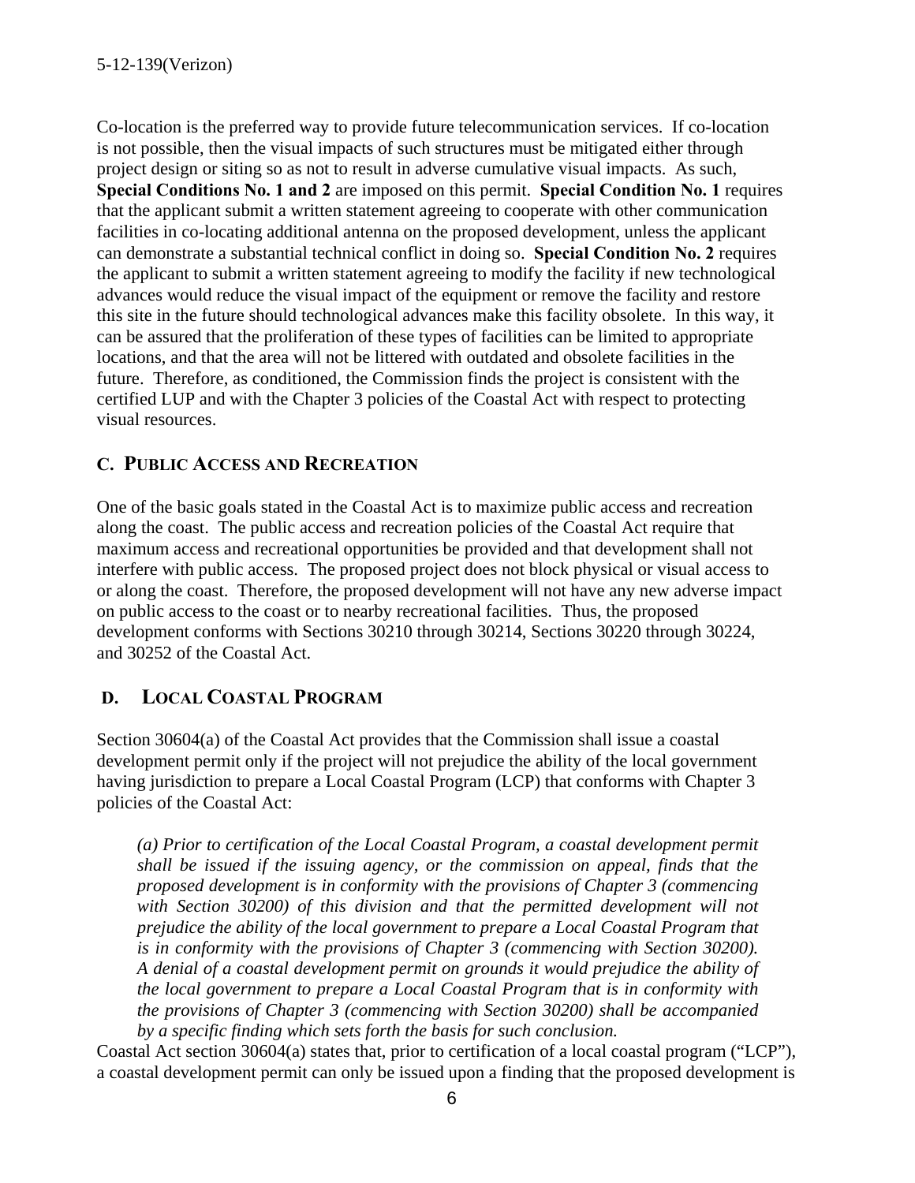Co-location is the preferred way to provide future telecommunication services. If co-location is not possible, then the visual impacts of such structures must be mitigated either through project design or siting so as not to result in adverse cumulative visual impacts. As such, **Special Conditions No. 1 and 2** are imposed on this permit. **Special Condition No. 1** requires that the applicant submit a written statement agreeing to cooperate with other communication facilities in co-locating additional antenna on the proposed development, unless the applicant can demonstrate a substantial technical conflict in doing so. **Special Condition No. 2** requires the applicant to submit a written statement agreeing to modify the facility if new technological advances would reduce the visual impact of the equipment or remove the facility and restore this site in the future should technological advances make this facility obsolete. In this way, it can be assured that the proliferation of these types of facilities can be limited to appropriate locations, and that the area will not be littered with outdated and obsolete facilities in the future. Therefore, as conditioned, the Commission finds the project is consistent with the certified LUP and with the Chapter 3 policies of the Coastal Act with respect to protecting visual resources.

## C. PUBLIC ACCESS AND RECREATION

One of the basic goals stated in the Coastal Act is to maximize public access and recreation along the coast. The public access and recreation policies of the Coastal Act require that maximum access and recreational opportunities be provided and that development shall not interfere with public access. The proposed project does not block physical or visual access to or along the coast. Therefore, the proposed development will not have any new adverse impact on public access to the coast or to nearby recreational facilities. Thus, the proposed development conforms with Sections 30210 through 30214, Sections 30220 through 30224, and 30252 of the Coastal Act.

## D. LOCAL COASTAL PROGRAM

Section 30604(a) of the Coastal Act provides that the Commission shall issue a coastal development permit only if the project will not prejudice the ability of the local government having jurisdiction to prepare a Local Coastal Program (LCP) that conforms with Chapter 3 policies of the Coastal Act:

> *(a) Prior to certification of the Local Coastal Program, a coastal development permit shall be issued if the issuing agency, or the commission on appeal, finds that the proposed development is in conformity with the provisions of Chapter 3 (commencing with Section 30200) of this division and that the permitted development will not prejudice the ability of the local government to prepare a Local Coastal Program that is in conformity with the provisions of Chapter 3 (commencing with Section 30200). A denial of a coastal development permit on grounds it would prejudice the ability of the local government to prepare a Local Coastal Program that is in conformity with the provisions of Chapter 3 (commencing with Section 30200) shall be accompanied by a specific finding which sets forth the basis for such conclusion.*

Coastal Act section 30604(a) states that, prior to certification of a local coastal program ("LCP"), a coastal development permit can only be issued upon a finding that the proposed development is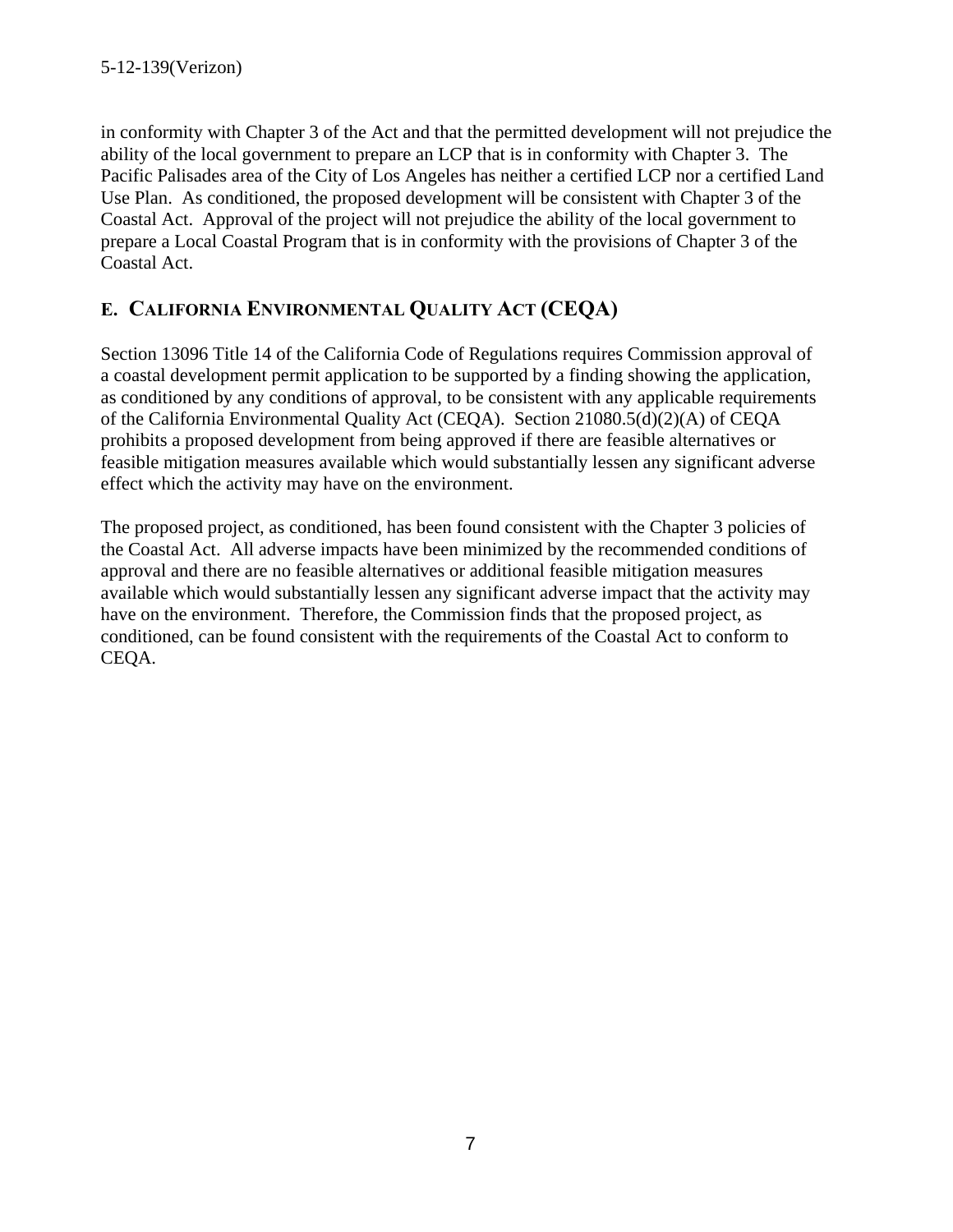in conformity with Chapter 3 of the Act and that the permitted development will not prejudice the ability of the local government to prepare an LCP that is in conformity with Chapter 3. The Pacific Palisades area of the City of Los Angeles has neither a certified LCP nor a certified Land Use Plan. As conditioned, the proposed development will be consistent with Chapter 3 of the Coastal Act. Approval of the project will not prejudice the ability of the local government to prepare a Local Coastal Program that is in conformity with the provisions of Chapter 3 of the Coastal Act.

## E. CALIFORNIA ENVIRONMENTAL QUALITY ACT (CEQA)

Section 13096 Title 14 of the California Code of Regulations requires Commission approval of a coastal development permit application to be supported by a finding showing the application, as conditioned by any conditions of approval, to be consistent with any applicable requirements of the California Environmental Quality Act (CEQA). Section 21080.5(d)(2)(A) of CEQA prohibits a proposed development from being approved if there are feasible alternatives or feasible mitigation measures available which would substantially lessen any significant adverse effect which the activity may have on the environment.

The proposed project, as conditioned, has been found consistent with the Chapter 3 policies of the Coastal Act. All adverse impacts have been minimized by the recommended conditions of approval and there are no feasible alternatives or additional feasible mitigation measures available which would substantially lessen any significant adverse impact that the activity may have on the environment. Therefore, the Commission finds that the proposed project, as conditioned, can be found consistent with the requirements of the Coastal Act to conform to CEQA.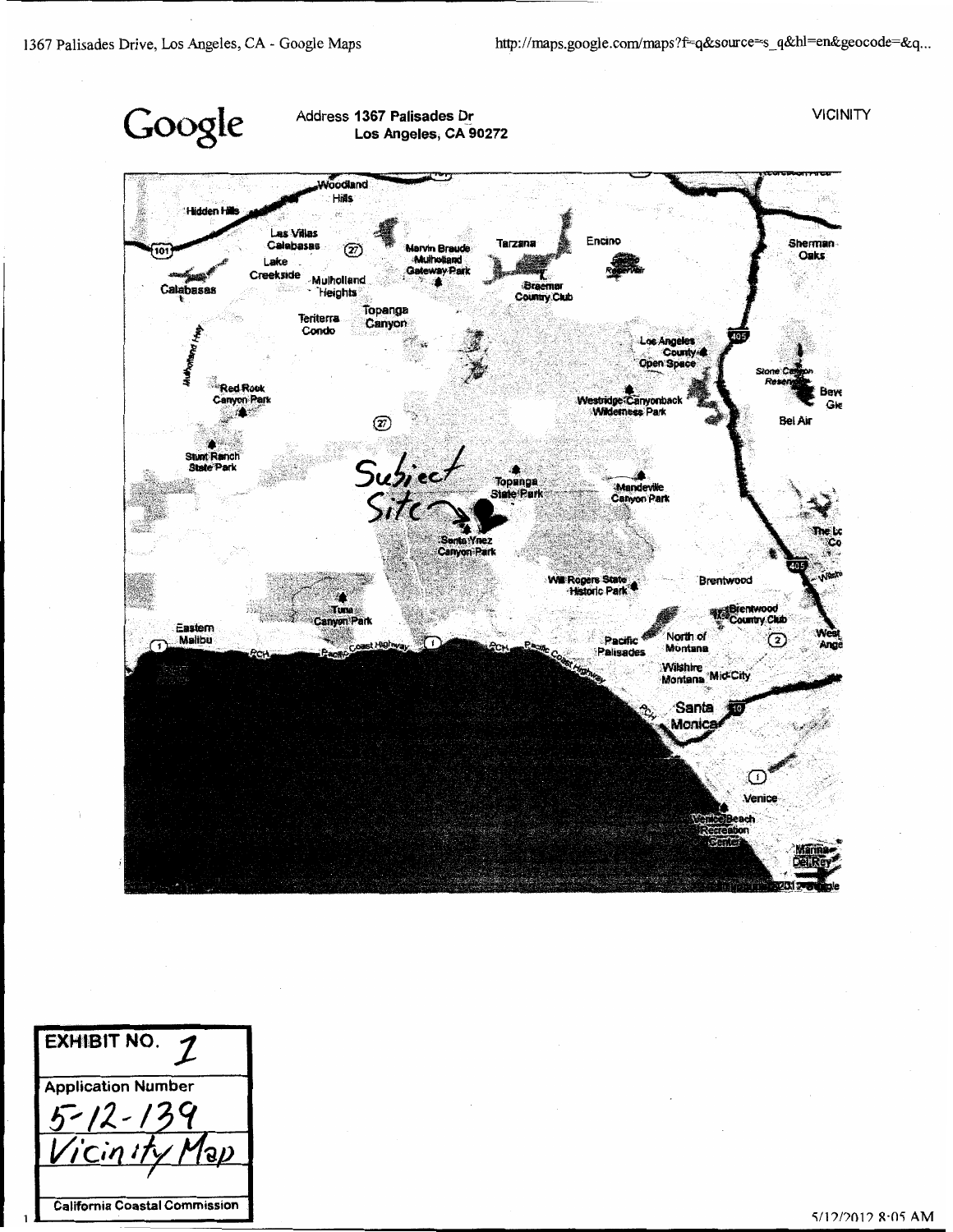Google

Address **1367 Palisades Dr**
**Los Angeles, CA 90272**

VICINITY

Subject Site

| EXHIBIT NO. 1 |
| --- |
| Application Number |
| 5-12-139 |
| Vicinity Map |
| California Coastal Commission |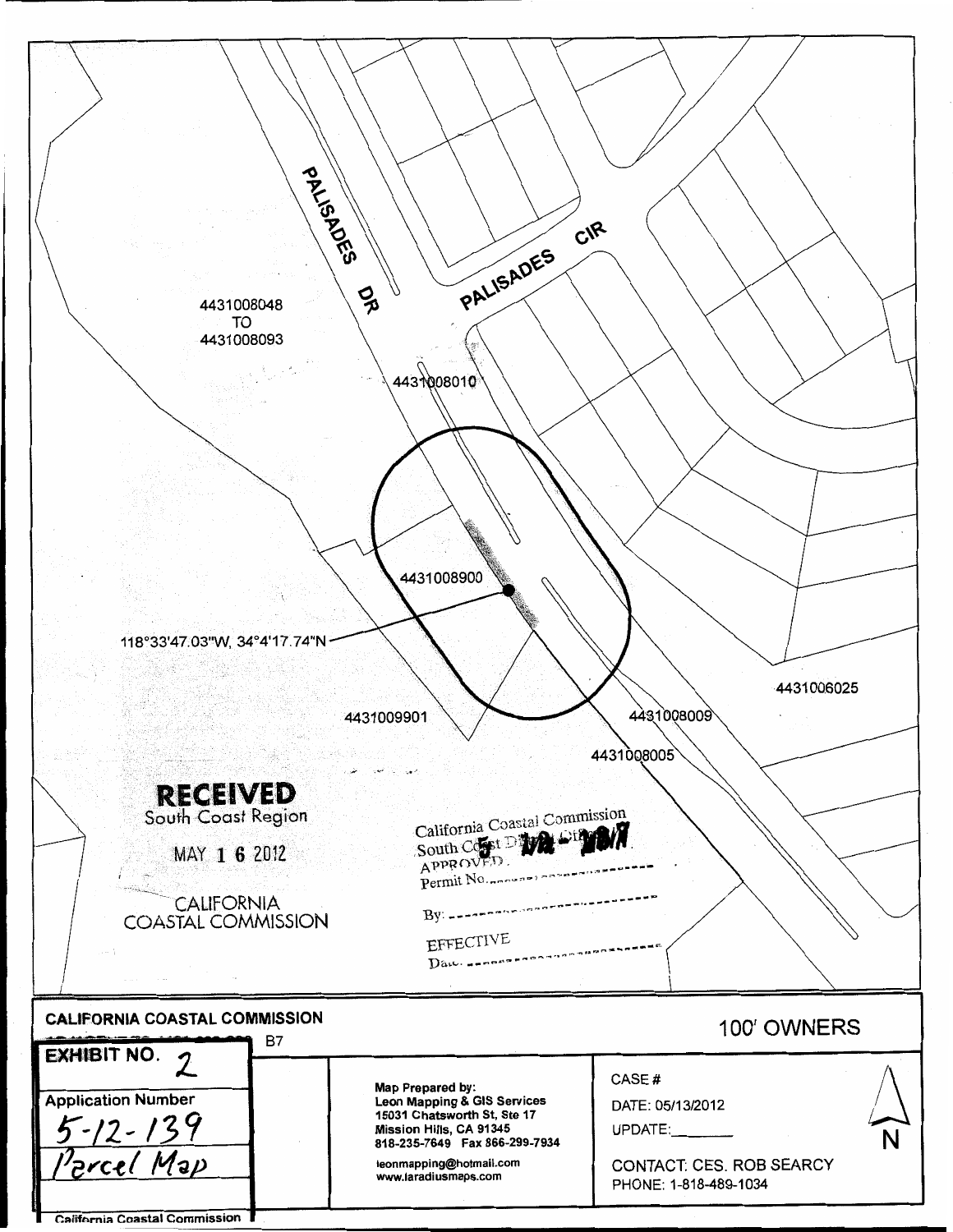PALISADES DR

PALISADES CIR

4431008048
TO
4431008093

4431008010

4431008900

118°33'47.03"W, 34°4'17.74"N

4431006025

4431009901

4431008009

4431008005

**RECEIVED**
South Coast Region

MAY 1 6 2012

CALIFORNIA
COASTAL COMMISSION

California Coastal Commission
South Coast District Office
APPROVED
Permit No. ______________

By: ______________

EFFECTIVE
Date: ______________

**CALIFORNIA COASTAL COMMISSION**

B7

**EXHIBIT NO.** 2

Application Number
5-12-139
Parcel Map

California Coastal Commission

**Map Prepared by:**
**Leon Mapping & GIS Services**
**15031 Chatsworth St, Ste 17**
**Mission Hills, CA 91345**
**818-235-7649 Fax 866-299-7934**
leonmapping@hotmail.com
www.laradiusmaps.com

100' OWNERS

CASE #
DATE: 05/13/2012
UPDATE:________

CONTACT: CES. ROB SEARCY
PHONE: 1-818-489-1034

N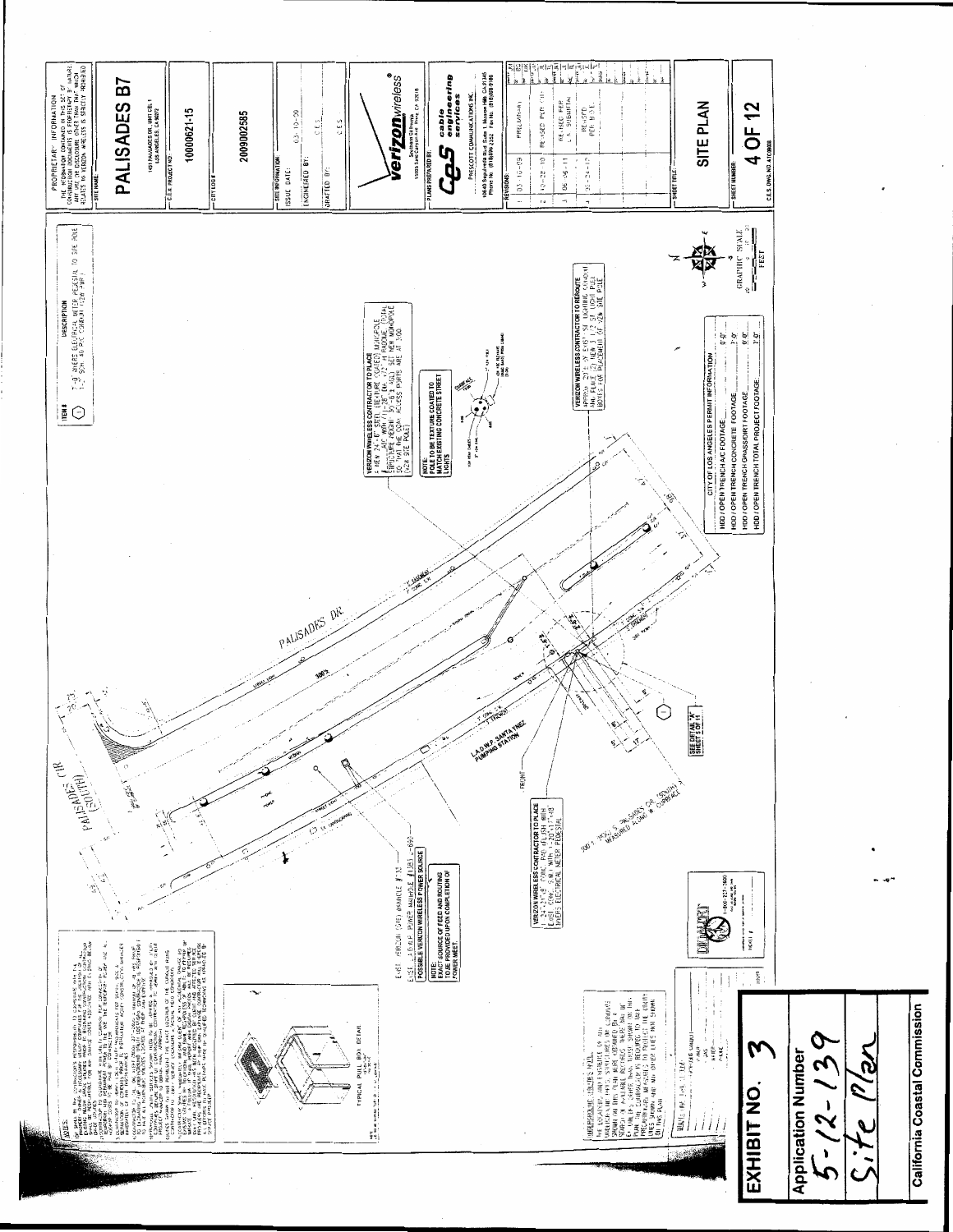PROPRIETARY INFORMATION

THE INFORMATION CONTAINED IN THIS SET OF CONSTRUCTION DOCUMENTS IS PROPRIETARY BY NATURE. ANY USE OR DISCLOSURE OTHER THAN THAT WHICH RELATES TO VERIZON WIRELESS IS STRICTLY PROHIBITED.

SITE NAME:

# PALISADES B7

1451 PALISADES DR. (WHT CB) 1
LOS ANGELES, CA 90272

C.E.S. PROJECT NO.: 10000621-15

CITY LOG #: 2009002585

| SITE INFORMATION | |
|---|---|
| ISSUE DATE: | 03-10-09 |
| ENGINEERED BY: | C.E.S. |
| DRAFTED BY: | C.E.S. |

verizon wireless

Southern California
15505 Sand Canyon Ave. Irvine, CA 92618

PLANS PREPARED BY:

CeS cable engineering services

PRESCOTT COMMUNICATIONS INC.

| REVISIONS | | |
|---|---|---|
| 1 | 03-10-09 | PRELIMINARY |
| 2 | 10-22-10 | REVISED PER ... |
| 3 | 06-06-11 | REVISED PER L.A. SUBMITTAL |
| 4 | 09-26-11 | REVISED PER ... |

SHEET TITLE:

## SITE PLAN

SHEET NUMBER:

## 4 OF 12

| ITEM # | DESCRIPTION |
|---|---|
| 1 | 7'-0" WIDE ELECTRICAL METER PEDESTAL TO SITE POLE 1-2" SCH. 40 PVC CONDUIT (12W PWR) |

PALISADES DR.

PALISADES CIR (SOUTH)

L.A.D.W.P. SANTA YNEZ PUMPING STATION

FRONT

SEE DETAIL "A" SHEET 5 OF 11

**VERIZON WIRELESS CONTRACTOR TO PLACE** 1 NEW 24" x 6' STEEL (TEXTURE COATED) MONOPOLE ... APPROX HEIGHT 30'-0" ... SO THAT THE COAX ACCESS PORTS ARE AT 3'00" (12W SITE POLE)

**NOTE: POLE TO BE TEXTURE COATED TO MATCH EXISTING CONCRETE STREET LIGHTS**

**VERIZON WIRELESS CONTRACTOR TO REROUTE** APPROX. ... EXIST. 30' LIGHT POLE ... BOXES FOR PLACEMENT OF 12W SITE POLE

**VERIZON WIRELESS CONTRACTOR TO PLACE** 1 24"x24" ... 1 NEW ... METER PEDESTAL

EXIST. ... POWER MANHOLE ...

POSSIBLE VERIZON WIRELESS POWER SOURCE

**NOTE: EXACT SOURCE OF FEED AND ROUTING TO BE PROVIDED UPON COMPLETION OF POWER MEET**

300'± NORTH OF PALISADES DR. (SOUTH) ... MEASURED ALONG W. CURBFACE

| CITY OF LOS ANGELES PERMIT INFORMATION | |
|---|---|
| HDD / OPEN TRENCH A/C FOOTAGE: | 0'-0" |
| HDD / OPEN TRENCH CONCRETE FOOTAGE: | 7'-0" |
| HDD / OPEN TRENCH GRASS/DIRT FOOTAGE: | 0'-0" |
| HDD / OPEN TRENCH TOTAL PROJECT FOOTAGE: | 7'-0" |

GRAPHIC SCALE (FEET)

NOTES:

TYPICAL PULL BOX DETAIL

UNDERGROUND UTILITIES NOTE:

DIG ALERT

**EXHIBIT NO. 3**

Application Number
5-12-139
Site Plan

California Coastal Commission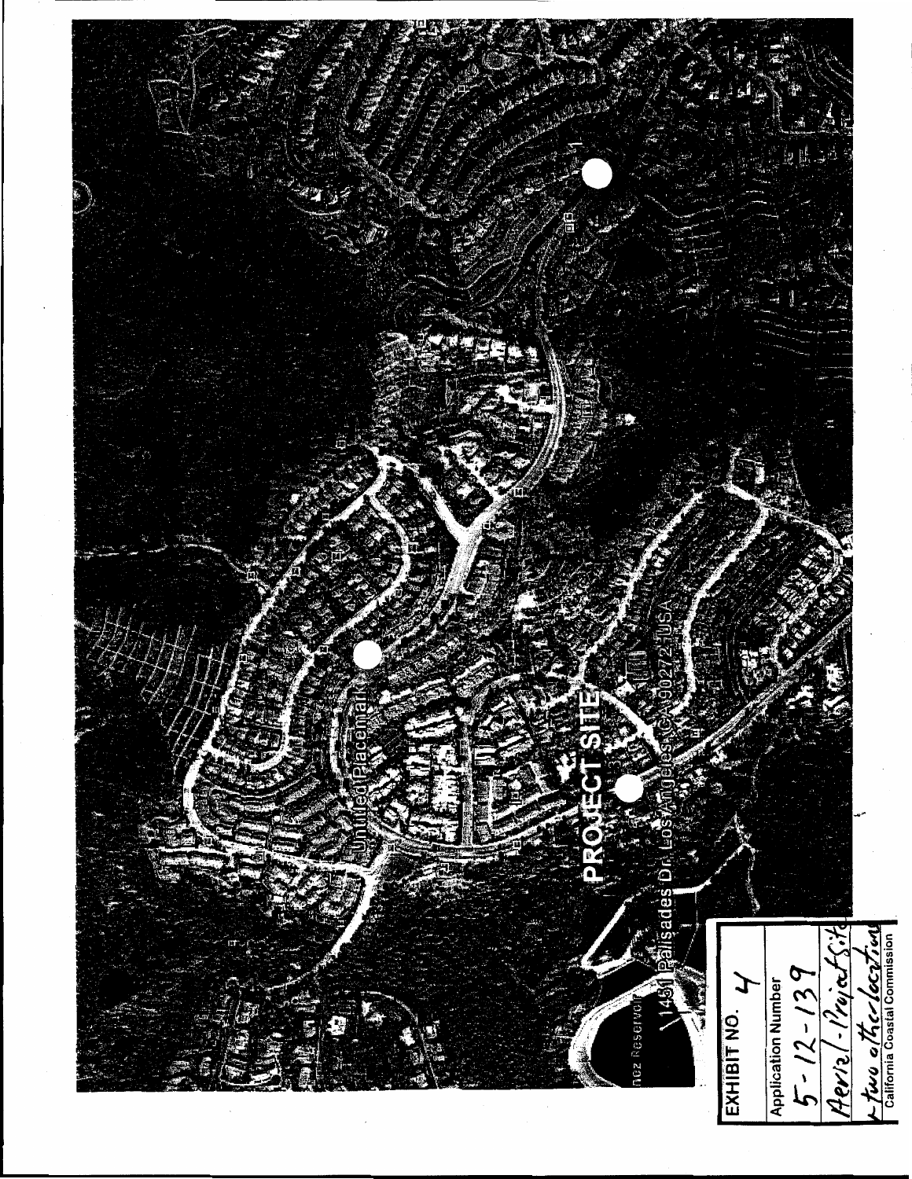PROJECT SITE

Untitled Placemark

1431 Palisades Dr, Los Angeles, CA 90272, USA

nez Reservoir

EXHIBIT NO. 4

Application Number

5-12-139

Aerial - Project Site + two other location

California Coastal Commission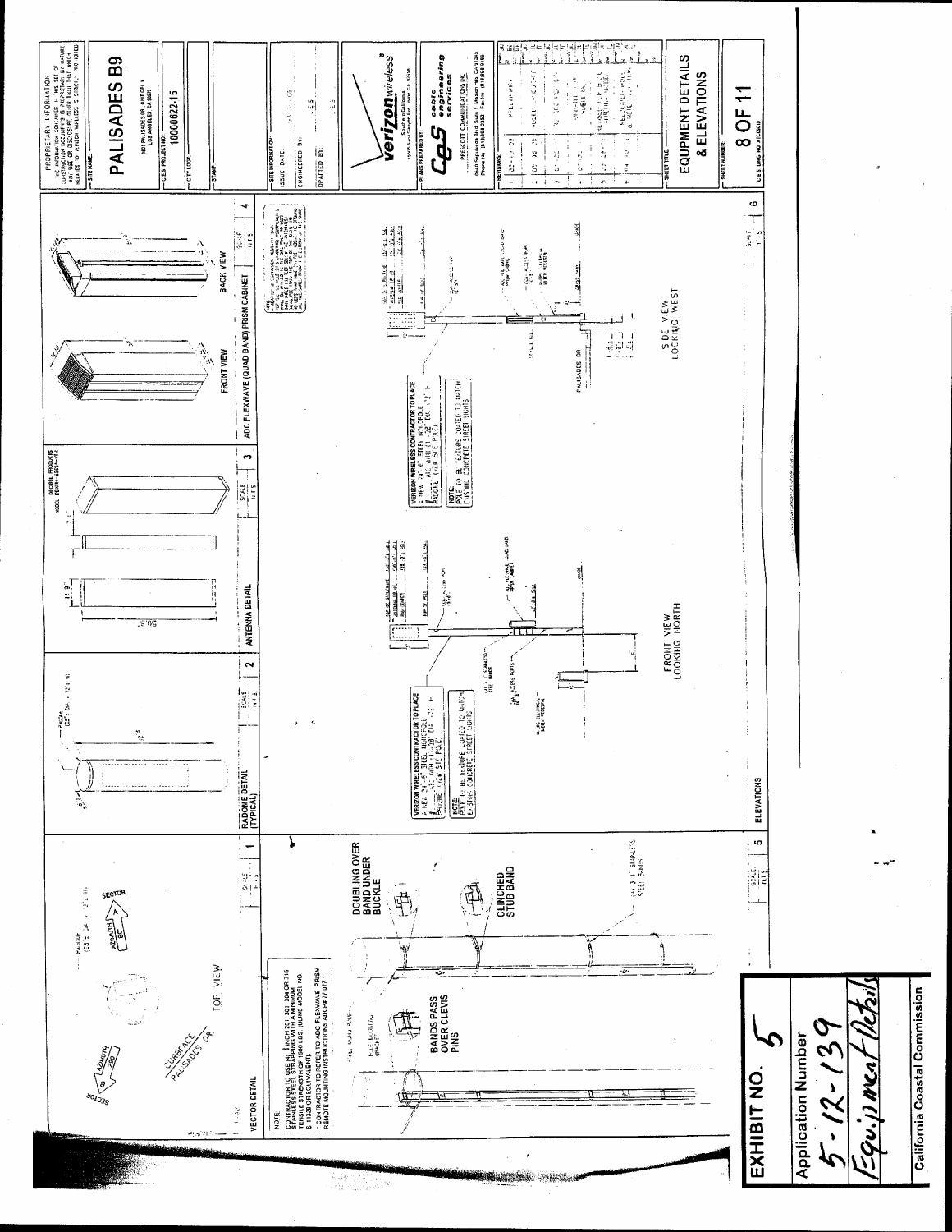PROPRIETARY INFORMATION

THE INFORMATION CONTAINED IN THIS SET OF CONSTRUCTION DOCUMENTS IS PROPRIETARY BY NATURE. ANY USE OR DISCLOSURE OTHER THAN THAT WHICH RELATES TO VERIZON WIRELESS IS STRICTLY PROHIBITED.

SITE NAME:

# PALISADES B9

1601 PALISADES DR. UNIT CEL 1
LOS ANGELES CA 90272

C.E.S PROJECT NO.: 10000622-15

CITY LOCK:

STAMP:

SITE INFORMATION:
ISSUE DATE:
ENGINEERED BY:
DRAFTED BY:

**verizon** wireless

PLANS PREPARED BY:

**CES** cable engineering services

PRESCOTT COMMUNICATIONS INC
10640 Sepulveda Blvd Suite 1 Mission Hills CA 91345

REVISIONS:

SHEET TITLE:

## EQUIPMENT DETAILS & ELEVATIONS

SHEET NUMBER:

8 OF 11

---

### 1 VECTOR DETAIL (SCALE: N.T.S.)

TOP VIEW

SECTOR — AZIMUTH 330° — CURBFACE — PALISADES DR — AZIMUTH 80° — SECTOR — RADOME (23.4" DIA. x 120" H)

NOTE:
CONTRACTOR TO USE (2) 1 INCH 201, 301, 304 OR 316 STAINLESS STEEL STRAPPING WITH A MINIMUM TENSILE STRENGTH OF 1500 LBS. (ULINE MODEL NO. S-11339 OR EQUIVALENT).
* CONTRACTOR TO REFER TO ADC FLEXWAVE PRISM REMOTE MOUNTING INSTRUCTIONS ADCP# 77-077 *

DOUBLING OVER BAND UNDER BUCKLE

BANDS PASS OVER CLEVIS PINS

CLINCHED STUB BAND

### 2 RADOME DETAIL (TYPICAL) (SCALE: N.T.S.)

RADOME (23.4" DIA. x 120" H)

### 3 ANTENNA DETAIL (SCALE: N.T.S.)

DECIBEL PRODUCTS MODEL DB844H65E-XY

50.8"

### 4 ADC FLEXWAVE (QUAD BAND) PRISM CABINET (SCALE: N.T.S.)

FRONT VIEW — BACK VIEW

### 5 ELEVATIONS (SCALE: N.T.S.)

**VERIZON WIRELESS CONTRACTOR TO PLACE** A NEW 24' 6" STEEL MONOPOLE AND ANTENNA (23.4" DIA. x 120") RADOME (NEW SITE POLE)

**NOTE:** POLE TO BE TEXTURE COATED TO MATCH EXISTING CONCRETE STREET LIGHTS

FRONT VIEW LOOKING NORTH

SIDE VIEW LOOKING WEST

PALISADES DR

---

EXHIBIT NO. 5

Application Number
5-12-139
Equipment Details

California Coastal Commission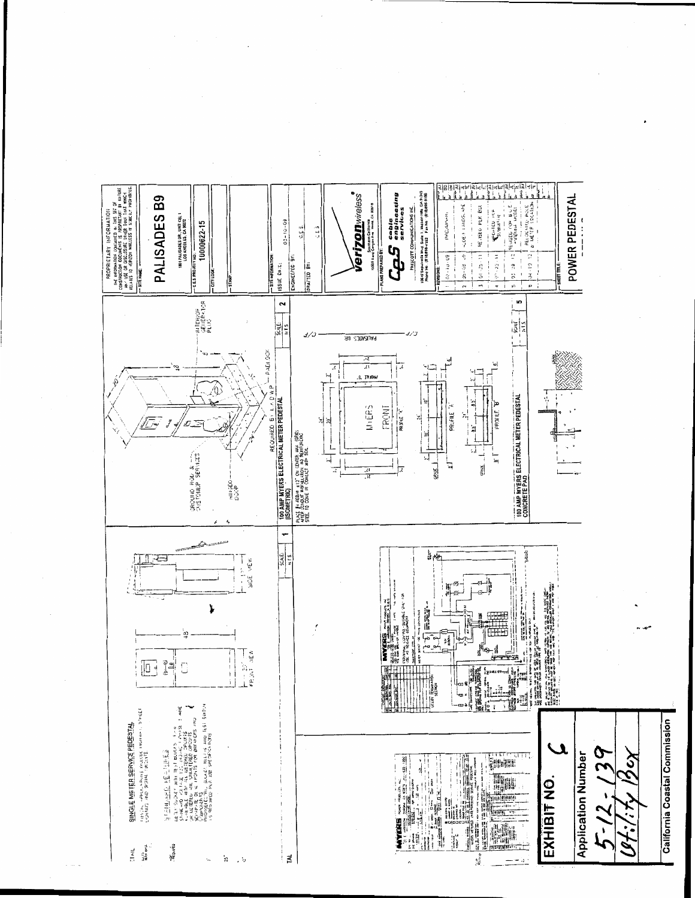PROPRIETARY INFORMATION

THE INFORMATION CONTAINED IN THIS SET OF CONSTRUCTION DOCUMENTS IS PROPRIETARY BY NATURE. ANY USE OR DISCLOSURE OTHER THAN THAT WHICH RELATES TO VERIZON WIRELESS IS STRICTLY PROHIBITED.

SITE NAME:

# PALISADES B9

1801 PALISADES DR. UNIT CEL 1
LOS ANGELES, CA 90272

C.E.S. PROJECT NO.: 1000622-15

CITY CODE:

STAMP:

SITE INFORMATION:

ISSUE DATE: 02-10-09

ENGINEERED BY: C.E.S.

DRAFTED BY: C.E.S.

verizon wireless

PLANS PREPARED BY:

CES cable engineering services

PRESCOTT COMMUNICATIONS INC.

REVISIONS:

| | | |
|---|---|---|
| 1 | 02-10-09 | PRELIMINARY |
| 2 | 05-08-09 | ADDED LANDSCAPE |
| 3 | 01-25-11 | REVISED PER BCI |
| 4 | 07-22-11 | REVISED PER SUBMITTAL |
| 5 | 02-28-12 | REVISED FOR BCE ANTENNA MODEL |
| 6 | 04-10-12 | RELOCATED POLE & METER LOCATION |

SHEET TITLE:

## POWER PEDESTAL

---

SINGLE METER SERVICE PEDESTAL

FRONT VIEW

SIDE VIEW

SCALE: N.T.S. 1

100 AMP MYERS ELECTRICAL METER PEDESTAL (ISOMETRIC)

GROUND ROD & CITY CUSTOMER SERVICES

HINGED DOOR

INTERIOR RECEPTACLE PLUG

PADLOCK

REQUIRED BY L.A.D.W.P.

SCALE: N.T.S. 2

PLACE #4 REBAR @12" ON CENTER MAX (GRID). AFTER CONDUIT INSTALLATION, NO REINFORCING STEEL TO COME IN CONTACT WITH SOIL.

METERS FRONT

PROFILE "A"

PROFILE "B"

PALISADES DR

100 AMP MYERS ELECTRICAL METER PEDESTAL CONCRETE PAD

SCALE: N.T.S. 5

MYERS POWER PRODUCTS INC.

---

EXHIBIT NO. 6

Application Number

5-12-139

Verizon Box

California Coastal Commission